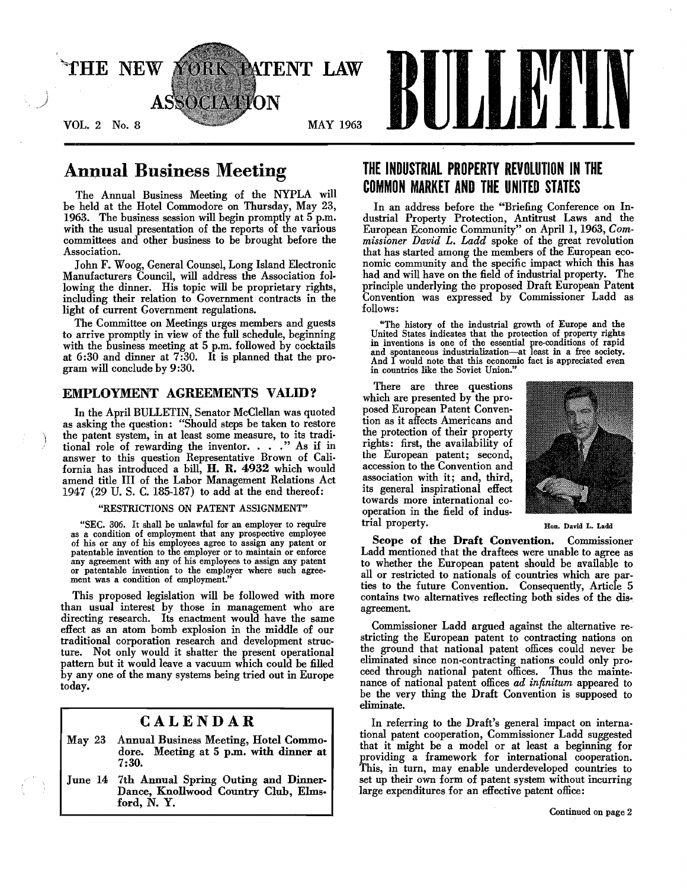# THE NEW YORK PATENT LAW ASSOCIATION BULLETIN

VOL. 2 No. 8 MAY 1963

## Annual Business Meeting

The Annual Business Meeting of the NYPLA will be held at the Hotel Commodore on Thursday, May 23, 1963. The business session will begin promptly at 5 p.m. with the usual presentation of the reports of the various committees and other business to be brought before the Association.

John F. Woog, General Counsel, Long Island Electronic Manufacturers Council, will address the Association following the dinner. His topic will be proprietary rights, including their relation to Government contracts in the light of current Government regulations.

The Committee on Meetings urges members and guests to arrive promptly in view of the full schedule, beginning with the business meeting at 5 p.m. followed by cocktails at 6:30 and dinner at 7:30. It is planned that the program will conclude by 9:30.

## EMPLOYMENT AGREEMENTS VALID?

In the April BULLETIN, Senator McClellan was quoted as asking the question: "Should steps be taken to restore the patent system, in at least some measure, to its traditional role of rewarding the inventor. . . ." As if in answer to this question Representative Brown of California has introduced a bill, **H. R. 4932** which would amend title III of the Labor Management Relations Act 1947 (29 U. S. C. 185-187) to add at the end thereof:

> "RESTRICTIONS ON PATENT ASSIGNMENT"
>
> "SEC. 306. It shall be unlawful for an employer to require as a condition of employment that any prospective employee of his or any of his employees agree to assign any patent or patentable invention to the employer or to maintain or enforce any agreement with any of his employees to assign any patent or patentable invention to the employer where such agreement was a condition of employment."

This proposed legislation will be followed with more than usual interest by those in management who are directing research. Its enactment would have the same effect as an atom bomb explosion in the middle of our traditional corporation research and development structure. Not only would it shatter the present operational pattern but it would leave a vacuum which could be filled by any one of the many systems being tried out in Europe today.

### CALENDAR

| | |
|---|---|
| May 23 | Annual Business Meeting, Hotel Commodore. Meeting at 5 p.m. with dinner at 7:30. |
| June 14 | 7th Annual Spring Outing and Dinner-Dance, Knollwood Country Club, Elmsford, N. Y. |

## THE INDUSTRIAL PROPERTY REVOLUTION IN THE COMMON MARKET AND THE UNITED STATES

In an address before the "Briefing Conference on Industrial Property Protection, Antitrust Laws and the European Economic Community" on April 1, 1963, *Commissioner David L. Ladd* spoke of the great revolution that has started among the members of the European economic community and the specific impact which this has had and will have on the field of industrial property. The principle underlying the proposed Draft European Patent Convention was expressed by Commissioner Ladd as follows:

> "The history of the industrial growth of Europe and the United States indicates that the protection of property rights in inventions is one of the essential pre-conditions of rapid and spontaneous industrialization—at least in a free society. And I would note that this economic fact is appreciated even in countries like the Soviet Union."

There are three questions which are presented by the proposed European Patent Convention as it affects Americans and the protection of their property rights: first, the availability of the European patent; second, accession to the Convention and association with it; and, third, its general inspirational effect towards more international co-operation in the field of industrial property.

Hon. David L. Ladd

**Scope of the Draft Convention.** Commissioner Ladd mentioned that the draftees were unable to agree as to whether the European patent should be available to all or restricted to nationals of countries which are parties to the future Convention. Consequently, Article 5 contains two alternatives reflecting both sides of the disagreement.

Commissioner Ladd argued against the alternative restricting the European patent to contracting nations on the ground that national patent offices could never be eliminated since non-contracting nations could only proceed through national patent offices. Thus the maintenance of national patent offices *ad infinitum* appeared to be the very thing the Draft Convention is supposed to eliminate.

In referring to the Draft's general impact on international patent cooperation, Commissioner Ladd suggested that it might be a model or at least a beginning for providing a framework for international cooperation. This, in turn, may enable underdeveloped countries to set up their own form of patent system without incurring large expenditures for an effective patent office:

Continued on page 2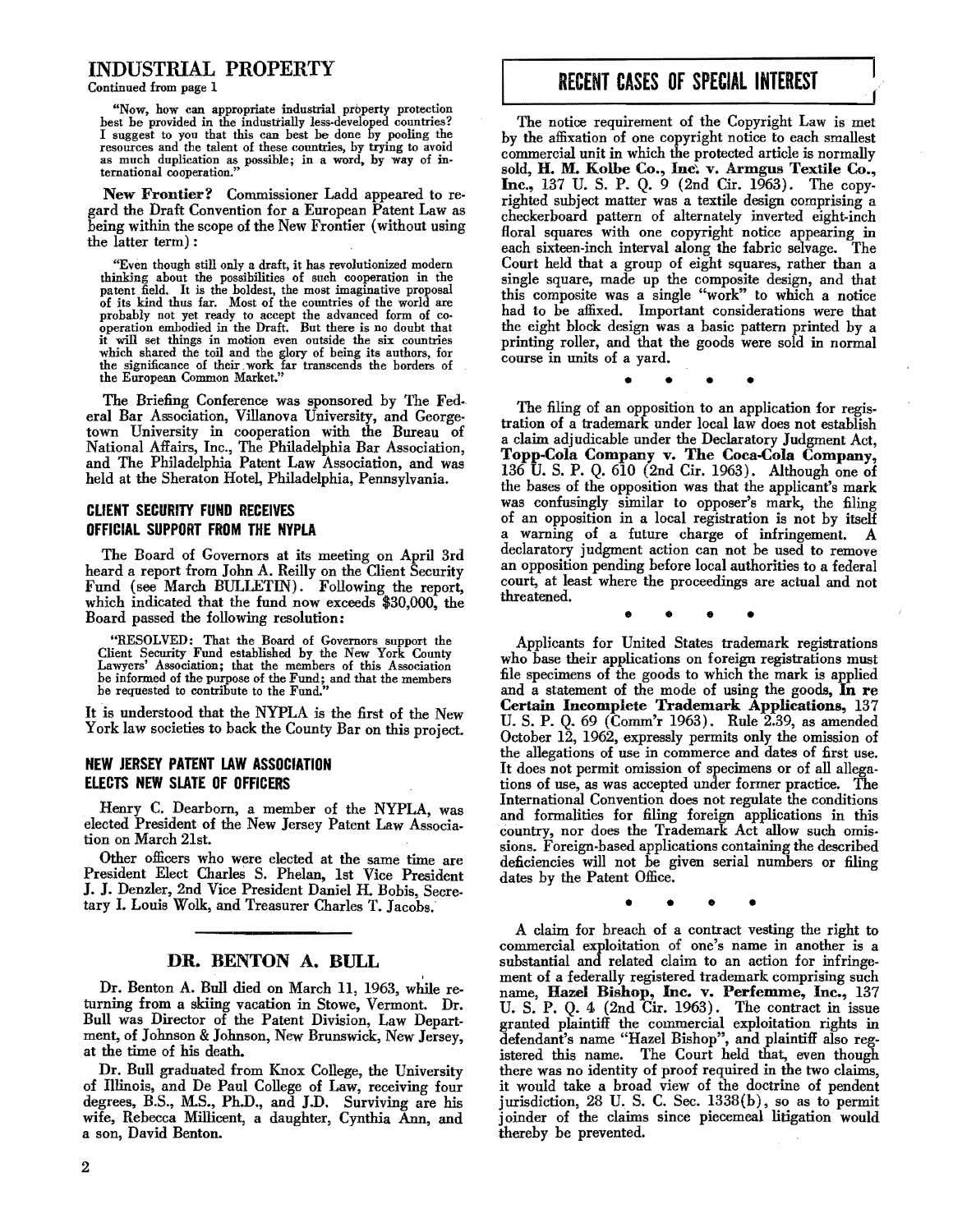## INDUSTRIAL PROPERTY

Continued from page 1

"Now, how can appropriate industrial property protection best be provided in the industrially less-developed countries? I suggest to you that this can best be done by pooling the resources and the talent of these countries, by trying to avoid as much duplication as possible; in a word, by way of international cooperation."

**New Frontier?** Commissioner Ladd appeared to regard the Draft Convention for a European Patent Law as being within the scope of the New Frontier (without using the latter term):

"Even though still only a draft, it has revolutionized modern thinking about the possibilities of such cooperation in the patent field. It is the boldest, the most imaginative proposal of its kind thus far. Most of the countries of the world are probably not yet ready to accept the advanced form of cooperation embodied in the Draft. But there is no doubt that it will set things in motion even outside the six countries which shared the toil and the glory of being its authors, for the significance of their work far transcends the borders of the European Common Market."

The Briefing Conference was sponsored by The Federal Bar Association, Villanova University, and Georgetown University in cooperation with the Bureau of National Affairs, Inc., The Philadelphia Bar Association, and The Philadelphia Patent Law Association, and was held at the Sheraton Hotel, Philadelphia, Pennsylvania.

### CLIENT SECURITY FUND RECEIVES OFFICIAL SUPPORT FROM THE NYPLA

The Board of Governors at its meeting on April 3rd heard a report from John A. Reilly on the Client Security Fund (see March BULLETIN). Following the report, which indicated that the fund now exceeds $30,000, the Board passed the following resolution:

"RESOLVED: That the Board of Governors support the Client Security Fund established by the New York County Lawyers' Association; that the members of this Association be informed of the purpose of the Fund; and that the members be requested to contribute to the Fund."

It is understood that the NYPLA is the first of the New York law societies to back the County Bar on this project.

### NEW JERSEY PATENT LAW ASSOCIATION ELECTS NEW SLATE OF OFFICERS

Henry C. Dearborn, a member of the NYPLA, was elected President of the New Jersey Patent Law Association on March 21st.

Other officers who were elected at the same time are President Elect Charles S. Phelan, 1st Vice President J. J. Denzler, 2nd Vice President Daniel H. Bobis, Secretary I. Louis Wolk, and Treasurer Charles T. Jacobs.

## DR. BENTON A. BULL

Dr. Benton A. Bull died on March 11, 1963, while returning from a skiing vacation in Stowe, Vermont. Dr. Bull was Director of the Patent Division, Law Department, of Johnson & Johnson, New Brunswick, New Jersey, at the time of his death.

Dr. Bull graduated from Knox College, the University of Illinois, and De Paul College of Law, receiving four degrees, B.S., M.S., Ph.D., and J.D. Surviving are his wife, Rebecca Millicent, a daughter, Cynthia Ann, and a son, David Benton.

## RECENT CASES OF SPECIAL INTEREST

The notice requirement of the Copyright Law is met by the affixation of one copyright notice to each smallest commercial unit in which the protected article is normally sold, **H. M. Kolbe Co., Inc. v. Armgus Textile Co., Inc.**, 137 U. S. P. Q. 9 (2nd Cir. 1963). The copyrighted subject matter was a textile design comprising a checkerboard pattern of alternately inverted eight-inch floral squares with one copyright notice appearing in each sixteen-inch interval along the fabric selvage. The Court held that a group of eight squares, rather than a single square, made up the composite design, and that this composite was a single "work" to which a notice had to be affixed. Important considerations were that the eight block design was a basic pattern printed by a printing roller, and that the goods were sold in normal course in units of a yard.

• • • •

The filing of an opposition to an application for registration of a trademark under local law does not establish a claim adjudicable under the Declaratory Judgment Act, **Topp-Cola Company v. The Coca-Cola Company**, 136 U. S. P. Q. 610 (2nd Cir. 1963). Although one of the bases of the opposition was that the applicant's mark was confusingly similar to opposer's mark, the filing of an opposition in a local registration is not by itself a warning of a future charge of infringement. A declaratory judgment action can not be used to remove an opposition pending before local authorities to a federal court, at least where the proceedings are actual and not threatened.

• • • •

Applicants for United States trademark registrations who base their applications on foreign registrations must file specimens of the goods to which the mark is applied and a statement of the mode of using the goods, **In re Certain Incomplete Trademark Applications**, 137 U. S. P. Q. 69 (Comm'r 1963). Rule 2.39, as amended October 12, 1962, expressly permits only the omission of the allegations of use in commerce and dates of first use. It does not permit omission of specimens or of all allegations of use, as was accepted under former practice. The International Convention does not regulate the conditions and formalities for filing foreign applications in this country, nor does the Trademark Act allow such omissions. Foreign-based applications containing the described deficiencies will not be given serial numbers or filing dates by the Patent Office.

• • • •

A claim for breach of a contract vesting the right to commercial exploitation of one's name in another is a substantial and related claim to an action for infringement of a federally registered trademark comprising such name, **Hazel Bishop, Inc. v. Perfemme, Inc.**, 137 U. S. P. Q. 4 (2nd Cir. 1963). The contract in issue granted plaintiff the commercial exploitation rights in defendant's name "Hazel Bishop", and plaintiff also registered this name. The Court held that, even though there was no identity of proof required in the two claims, it would take a broad view of the doctrine of pendent jurisdiction, 28 U. S. C. Sec. 1338(b), so as to permit joinder of the claims since piecemeal litigation would thereby be prevented.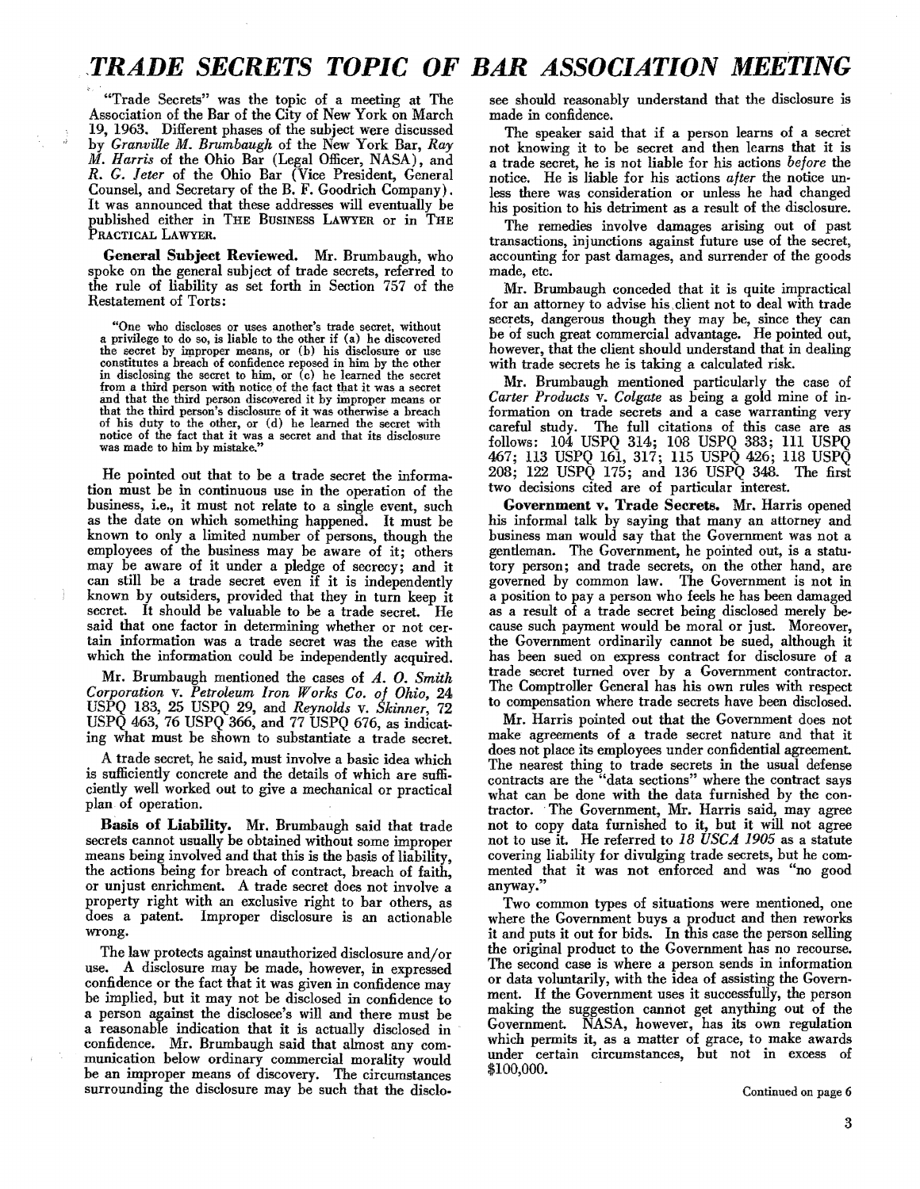# *TRADE SECRETS TOPIC OF BAR ASSOCIATION MEETING*

"Trade Secrets" was the topic of a meeting at The Association of the Bar of the City of New York on March 19, 1963. Different phases of the subject were discussed by *Granville M. Brumbaugh* of the New York Bar, *Ray M. Harris* of the Ohio Bar (Legal Officer, NASA), and *R. G. Jeter* of the Ohio Bar (Vice President, General Counsel, and Secretary of the B. F. Goodrich Company). It was announced that these addresses will eventually be published either in THE BUSINESS LAWYER or in THE PRACTICAL LAWYER.

**General Subject Reviewed.** Mr. Brumbaugh, who spoke on the general subject of trade secrets, referred to the rule of liability as set forth in Section 757 of the Restatement of Torts:

> "One who discloses or uses another's trade secret, without a privilege to do so, is liable to the other if (a) he discovered the secret by improper means, or (b) his disclosure or use constitutes a breach of confidence reposed in him by the other in disclosing the secret to him, or (c) he learned the secret from a third person with notice of the fact that it was a secret and that the third person discovered it by improper means or that the third person's disclosure of it was otherwise a breach of his duty to the other, or (d) he learned the secret with notice of the fact that it was a secret and that its disclosure was made to him by mistake."

He pointed out that to be a trade secret the information must be in continuous use in the operation of the business, i.e., it must not relate to a single event, such as the date on which something happened. It must be known to only a limited number of persons, though the employees of the business may be aware of it; others may be aware of it under a pledge of secrecy; and it can still be a trade secret even if it is independently known by outsiders, provided that they in turn keep it secret. It should be valuable to be a trade secret. He said that one factor in determining whether or not certain information was a trade secret was the ease with which the information could be independently acquired.

Mr. Brumbaugh mentioned the cases of *A. O. Smith Corporation* v. *Petroleum Iron Works Co. of Ohio*, 24 USPQ 183, 25 USPQ 29, and *Reynolds* v. *Skinner*, 72 USPQ 463, 76 USPQ 366, and 77 USPQ 676, as indicating what must be shown to substantiate a trade secret.

A trade secret, he said, must involve a basic idea which is sufficiently concrete and the details of which are sufficiently well worked out to give a mechanical or practical plan of operation.

**Basis of Liability.** Mr. Brumbaugh said that trade secrets cannot usually be obtained without some improper means being involved and that this is the basis of liability, the actions being for breach of contract, breach of faith, or unjust enrichment. A trade secret does not involve a property right with an exclusive right to bar others, as does a patent. Improper disclosure is an actionable wrong.

The law protects against unauthorized disclosure and/or use. A disclosure may be made, however, in expressed confidence or the fact that it was given in confidence may be implied, but it may not be disclosed in confidence to a person against the disclosee's will and there must be a reasonable indication that it is actually disclosed in confidence. Mr. Brumbaugh said that almost any communication below ordinary commercial morality would be an improper means of discovery. The circumstances surrounding the disclosure may be such that the disclosee should reasonably understand that the disclosure is made in confidence.

The speaker said that if a person learns of a secret not knowing it to be secret and then learns that it is a trade secret, he is not liable for his actions *before* the notice. He is liable for his actions *after* the notice unless there was consideration or unless he had changed his position to his detriment as a result of the disclosure.

The remedies involve damages arising out of past transactions, injunctions against future use of the secret, accounting for past damages, and surrender of the goods made, etc.

Mr. Brumbaugh conceded that it is quite impractical for an attorney to advise his client not to deal with trade secrets, dangerous though they may be, since they can be of such great commercial advantage. He pointed out, however, that the client should understand that in dealing with trade secrets he is taking a calculated risk.

Mr. Brumbaugh mentioned particularly the case of *Carter Products* v. *Colgate* as being a gold mine of information on trade secrets and a case warranting very careful study. The full citations of this case are as follows: 104 USPQ 314; 108 USPQ 383; 111 USPQ 467; 113 USPQ 161, 317; 115 USPQ 426; 118 USPQ 208; 122 USPQ 175; and 136 USPQ 348. The first two decisions cited are of particular interest.

**Government v. Trade Secrets.** Mr. Harris opened his informal talk by saying that many an attorney and business man would say that the Government was not a gentleman. The Government, he pointed out, is a statutory person; and trade secrets, on the other hand, are governed by common law. The Government is not in a position to pay a person who feels he has been damaged as a result of a trade secret being disclosed merely because such payment would be moral or just. Moreover, the Government ordinarily cannot be sued, although it has been sued on express contract for disclosure of a trade secret turned over by a Government contractor. The Comptroller General has his own rules with respect to compensation where trade secrets have been disclosed.

Mr. Harris pointed out that the Government does not make agreements of a trade secret nature and that it does not place its employees under confidential agreement. The nearest thing to trade secrets in the usual defense contracts are the "data sections" where the contract says what can be done with the data furnished by the contractor. The Government, Mr. Harris said, may agree not to copy data furnished to it, but it will not agree not to use it. He referred to *18 USCA 1905* as a statute covering liability for divulging trade secrets, but he commented that it was not enforced and was "no good anyway."

Two common types of situations were mentioned, one where the Government buys a product and then reworks it and puts it out for bids. In this case the person selling the original product to the Government has no recourse. The second case is where a person sends in information or data voluntarily, with the idea of assisting the Government. If the Government uses it successfully, the person making the suggestion cannot get anything out of the Government. NASA, however, has its own regulation which permits it, as a matter of grace, to make awards under certain circumstances, but not in excess of $100,000.

Continued on page 6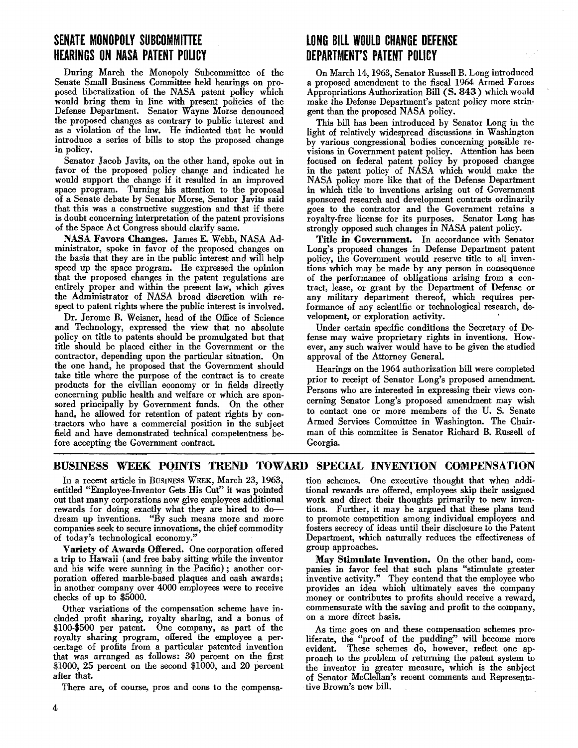## SENATE MONOPOLY SUBCOMMITTEE HEARINGS ON NASA PATENT POLICY

During March the Monopoly Subcommittee of the Senate Small Business Committee held hearings on proposed liberalization of the NASA patent policy which would bring them in line with present policies of the Defense Department. Senator Wayne Morse denounced the proposed changes as contrary to public interest and as a violation of the law. He indicated that he would introduce a series of bills to stop the proposed change in policy.

Senator Jacob Javits, on the other hand, spoke out in favor of the proposed policy change and indicated he would support the change if it resulted in an improved space program. Turning his attention to the proposal of a Senate debate by Senator Morse, Senator Javits said that this was a constructive suggestion and that if there is doubt concerning interpretation of the patent provisions of the Space Act Congress should clarify same.

**NASA Favors Changes.** James E. Webb, NASA Administrator, spoke in favor of the proposed changes on the basis that they are in the public interest and will help speed up the space program. He expressed the opinion that the proposed changes in the patent regulations are entirely proper and within the present law, which gives the Administrator of NASA broad discretion with respect to patent rights where the public interest is involved.

Dr. Jerome B. Weisner, head of the Office of Science and Technology, expressed the view that no absolute policy on title to patents should be promulgated but that title should be placed either in the Government or the contractor, depending upon the particular situation. On the one hand, he proposed that the Government should take title where the purpose of the contract is to create products for the civilian economy or in fields directly concerning public health and welfare or which are sponsored principally by Government funds. On the other hand, he allowed for retention of patent rights by contractors who have a commercial position in the subject field and have demonstrated technical competentness before accepting the Government contract.

## LONG BILL WOULD CHANGE DEFENSE DEPARTMENT'S PATENT POLICY

On March 14, 1963, Senator Russell B. Long introduced a proposed amendment to the fiscal 1964 Armed Forces Appropriations Authorization Bill (**S. 843**) which would make the Defense Department's patent policy more stringent than the proposed NASA policy.

This bill has been introduced by Senator Long in the light of relatively widespread discussions in Washington by various congressional bodies concerning possible revisions in Government patent policy. Attention has been focused on federal patent policy by proposed changes in the patent policy of NASA which would make the NASA policy more like that of the Defense Department in which title to inventions arising out of Government sponsored research and development contracts ordinarily goes to the contractor and the Government retains a royalty-free license for its purposes. Senator Long has strongly opposed such changes in NASA patent policy.

**Title in Government.** In accordance with Senator Long's proposed changes in Defense Department patent policy, the Government would reserve title to all inventions which may be made by any person in consequence of the performance of obligations arising from a contract, lease, or grant by the Department of Defense or any military department thereof, which requires performance of any scientific or technological research, development, or exploration activity.

Under certain specific conditions the Secretary of Defense may waive proprietary rights in inventions. However, any such waiver would have to be given the studied approval of the Attorney General.

Hearings on the 1964 authorization bill were completed prior to receipt of Senator Long's proposed amendment. Persons who are interested in expressing their views concerning Senator Long's proposed amendment may wish to contact one or more members of the U. S. Senate Armed Services Committee in Washington. The Chairman of this committee is Senator Richard B. Russell of Georgia.

## BUSINESS WEEK POINTS TREND TOWARD SPECIAL INVENTION COMPENSATION

In a recent article in BUSINESS WEEK, March 23, 1963, entitled "Employee-Inventor Gets His Cut" it was pointed out that many corporations now give employees additional rewards for doing exactly what they are hired to do—dream up inventions. "By such means more and more companies seek to secure innovations, the chief commodity of today's technological economy."

**Variety of Awards Offered.** One corporation offered a trip to Hawaii (and free baby sitting while the inventor and his wife were sunning in the Pacific); another corporation offered marble-based plaques and cash awards; in another company over 4000 employees were to receive checks of up to $5000.

Other variations of the compensation scheme have included profit sharing, royalty sharing, and a bonus of $100-$500 per patent. One company, as part of the royalty sharing program, offered the employee a percentage of profits from a particular patented invention that was arranged as follows: 30 percent on the first $1000, 25 percent on the second $1000, and 20 percent after that.

There are, of course, pros and cons to the compensation schemes. One executive thought that when additional rewards are offered, employees skip their assigned work and direct their thoughts primarily to new inventions. Further, it may be argued that these plans tend to promote competition among individual employees and fosters secrecy of ideas until their disclosure to the Patent Department, which naturally reduces the effectiveness of group approaches.

**May Stimulate Invention.** On the other hand, companies in favor feel that such plans "stimulate greater inventive activity." They contend that the employee who provides an idea which ultimately saves the company money or contributes to profits should receive a reward, commensurate with the saving and profit to the company, on a more direct basis.

As time goes on and these compensation schemes proliferate, the "proof of the pudding" will become more evident. These schemes do, however, reflect one approach to the problem of returning the patent system to the inventor in greater measure, which is the subject of Senator McClellan's recent comments and Representative Brown's new bill.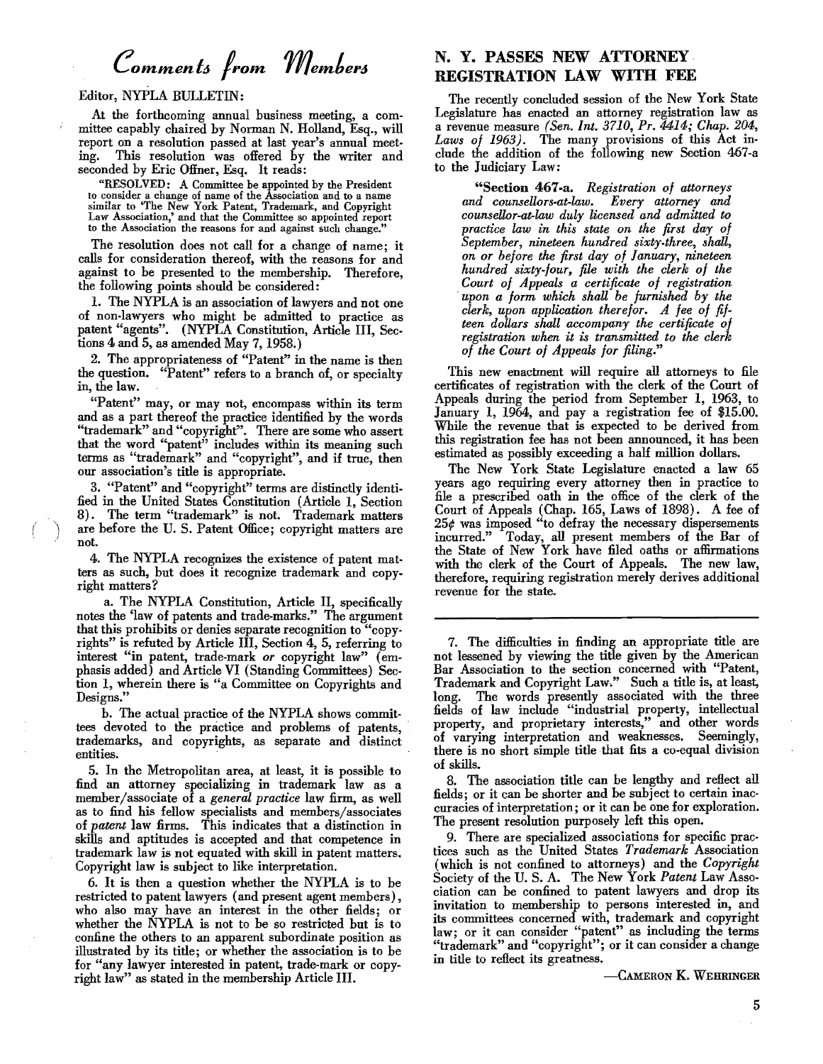## Comments from Members

Editor, NYPLA BULLETIN:

At the forthcoming annual business meeting, a committee capably chaired by Norman N. Holland, Esq., will report on a resolution passed at last year's annual meeting. This resolution was offered by the writer and seconded by Eric Offner, Esq. It reads:

> "RESOLVED: A Committee be appointed by the President to consider a change of name of the Association and to a name similar to 'The New York Patent, Trademark, and Copyright Law Association,' and that the Committee so appointed report to the Association the reasons for and against such change."

The resolution does not call for a change of name; it calls for consideration thereof, with the reasons for and against to be presented to the membership. Therefore, the following points should be considered:

1. The NYPLA is an association of lawyers and not one of non-lawyers who might be admitted to practice as patent "agents". (NYPLA Constitution, Article III, Sections 4 and 5, as amended May 7, 1958.)

2. The appropriateness of "Patent" in the name is then the question. "Patent" refers to a branch of, or specialty in, the law.

"Patent" may, or may not, encompass within its term and as a part thereof the practice identified by the words "trademark" and "copyright". There are some who assert that the word "patent" includes within its meaning such terms as "trademark" and "copyright", and if true, then our association's title is appropriate.

3. "Patent" and "copyright" terms are distinctly identified in the United States Constitution (Article 1, Section 8). The term "trademark" is not. Trademark matters are before the U. S. Patent Office; copyright matters are not.

4. The NYPLA recognizes the existence of patent matters as such, but does it recognize trademark and copyright matters?

a. The NYPLA Constitution, Article II, specifically notes the 'law of patents and trade-marks." The argument that this prohibits or denies separate recognition to "copyrights" is refuted by Article III, Section 4, 5, referring to interest "in patent, trade-mark *or* copyright law" (emphasis added) and Article VI (Standing Committees) Section 1, wherein there is "a Committee on Copyrights and Designs."

b. The actual practice of the NYPLA shows committees devoted to the practice and problems of patents, trademarks, and copyrights, as separate and distinct entities.

5. In the Metropolitan area, at least, it is possible to find an attorney specializing in trademark law as a member/associate of a *general practice* law firm, as well as to find his fellow specialists and members/associates of *patent* law firms. This indicates that a distinction in skills and aptitudes is accepted and that competence in trademark law is not equated with skill in patent matters. Copyright law is subject to like interpretation.

6. It is then a question whether the NYPLA is to be restricted to patent lawyers (and present agent members), who also may have an interest in the other fields; or whether the NYPLA is not to be so restricted but is to confine the others to an apparent subordinate position as illustrated by its title; or whether the association is to be for "any lawyer interested in patent, trade-mark or copyright law" as stated in the membership Article III.

7. The difficulties in finding an appropriate title are not lessened by viewing the title given by the American Bar Association to the section concerned with "Patent, Trademark and Copyright Law." Such a title is, at least, long. The words presently associated with the three fields of law include "industrial property, intellectual property, and proprietary interests," and other words of varying interpretation and weaknesses. Seemingly, there is no short simple title that fits a co-equal division of skills.

8. The association title can be lengthy and reflect all fields; or it can be shorter and be subject to certain inaccuracies of interpretation; or it can be one for exploration. The present resolution purposely left this open.

9. There are specialized associations for specific practices such as the United States *Trademark* Association (which is not confined to attorneys) and the *Copyright* Society of the U. S. A. The New York *Patent* Law Association can be confined to patent lawyers and drop its invitation to membership to persons interested in, and its committees concerned with, trademark and copyright law; or it can consider "patent" as including the terms "trademark" and "copyright"; or it can consider a change in title to reflect its greatness.

—CAMERON K. WEHRINGER

## N. Y. PASSES NEW ATTORNEY REGISTRATION LAW WITH FEE

The recently concluded session of the New York State Legislature has enacted an attorney registration law as a revenue measure *(Sen. Int. 3710, Pr. 4414; Chap. 204, Laws of 1963)*. The many provisions of this Act include the addition of the following new Section 467-a to the Judiciary Law:

> "**Section 467-a.** *Registration of attorneys and counsellors-at-law. Every attorney and counsellor-at-law duly licensed and admitted to practice law in this state on the first day of September, nineteen hundred sixty-three, shall, on or before the first day of January, nineteen hundred sixty-four, file with the clerk of the Court of Appeals a certificate of registration upon a form which shall be furnished by the clerk, upon application therefor. A fee of fifteen dollars shall accompany the certificate of registration when it is transmitted to the clerk of the Court of Appeals for filing.*"

This new enactment will require all attorneys to file certificates of registration with the clerk of the Court of Appeals during the period from September 1, 1963, to January 1, 1964, and pay a registration fee of $15.00. While the revenue that is expected to be derived from this registration fee has not been announced, it has been estimated as possibly exceeding a half million dollars.

The New York State Legislature enacted a law 65 years ago requiring every attorney then in practice to file a prescribed oath in the office of the clerk of the Court of Appeals (Chap. 165, Laws of 1898). A fee of 25¢ was imposed "to defray the necessary dispersements incurred." Today, all present members of the Bar of the State of New York have filed oaths or affirmations with the clerk of the Court of Appeals. The new law, therefore, requiring registration merely derives additional revenue for the state.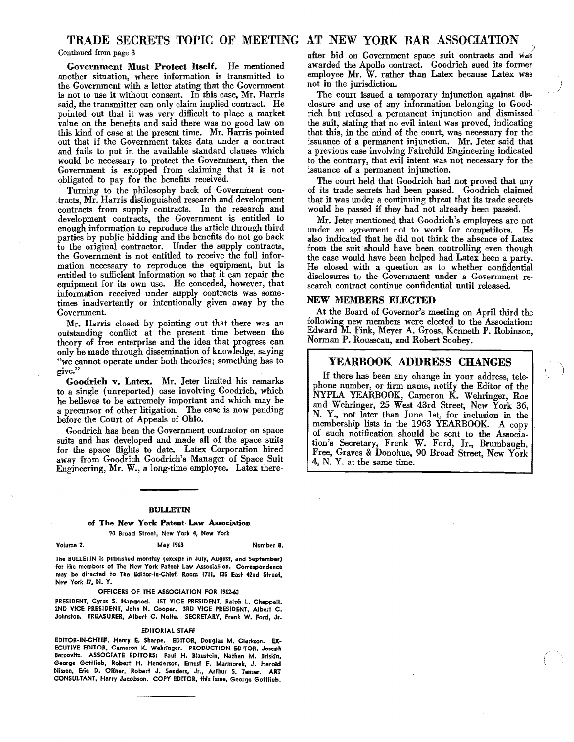# TRADE SECRETS TOPIC OF MEETING AT NEW YORK BAR ASSOCIATION

Continued from page 3

**Government Must Protect Itself.** He mentioned another situation, where information is transmitted to the Government with a letter stating that the Government is not to use it without consent. In this case, Mr. Harris said, the transmitter can only claim implied contract. He pointed out that it was very difficult to place a market value on the benefits and said there was no good law on this kind of case at the present time. Mr. Harris pointed out that if the Government takes data under a contract and fails to put in the available standard clauses which would be necessary to protect the Government, then the Government is estopped from claiming that it is not obligated to pay for the benefits received.

Turning to the philosophy back of Government contracts, Mr. Harris distinguished research and development contracts from supply contracts. In the research and development contracts, the Government is entitled to enough information to reproduce the article through third parties by public bidding and the benefits do not go back to the original contractor. Under the supply contracts, the Government is not entitled to receive the full information necessary to reproduce the equipment, but is entitled to sufficient information so that it can repair the equipment for its own use. He conceded, however, that information received under supply contracts was sometimes inadvertently or intentionally given away by the Government.

Mr. Harris closed by pointing out that there was an outstanding conflict at the present time between the theory of free enterprise and the idea that progress can only be made through dissemination of knowledge, saying "we cannot operate under both theories; something has to give."

**Goodrich v. Latex.** Mr. Jeter limited his remarks to a single (unreported) case involving Goodrich, which he believes to be extremely important and which may be a precursor of other litigation. The case is now pending before the Court of Appeals of Ohio.

Goodrich has been the Government contractor on space suits and has developed and made all of the space suits for the space flights to date. Latex Corporation hired away from Goodrich Goodrich's Manager of Space Suit Engineering, Mr. W., a long-time employee. Latex thereafter bid on Government space suit contracts and was awarded the Apollo contract. Goodrich sued its former employee Mr. W. rather than Latex because Latex was not in the jurisdiction.

The court issued a temporary injunction against disclosure and use of any information belonging to Goodrich but refused a permanent injunction and dismissed the suit, stating that no evil intent was proved, indicating that this, in the mind of the court, was necessary for the issuance of a permanent injunction. Mr. Jeter said that a previous case involving Fairchild Engineering indicated to the contrary, that evil intent was not necessary for the issuance of a permanent injunction.

The court held that Goodrich had not proved that any of its trade secrets had been passed. Goodrich claimed that it was under a continuing threat that its trade secrets would be passed if they had not already been passed.

Mr. Jeter mentioned that Goodrich's employees are not under an agreement not to work for competitors. He also indicated that he did not think the absence of Latex from the suit should have been controlling even though the case would have been helped had Latex been a party. He closed with a question as to whether confidential disclosures to the Government under a Government research contract continue confidential until released.

## NEW MEMBERS ELECTED

At the Board of Governor's meeting on April third the following new members were elected to the Association: Edward M. Fink, Meyer A. Gross, Kenneth P. Robinson, Norman P. Rousseau, and Robert Scobey.

## YEARBOOK ADDRESS CHANGES

If there has been any change in your address, telephone number, or firm name, notify the Editor of the NYPLA YEARBOOK, Cameron K. Wehringer, Roe and Wehringer, 25 West 43rd Street, New York 36, N. Y., not later than June 1st, for inclusion in the membership lists in the 1963 YEARBOOK. A copy of such notification should be sent to the Association's Secretary, Frank W. Ford, Jr., Brumbaugh, Free, Graves & Donohue, 90 Broad Street, New York 4, N. Y. at the same time.

---

**BULLETIN**

**of The New York Patent Law Association**

90 Broad Street, New York 4, New York

Volume 2. May 1963 Number 8.

The BULLETIN is published monthly (except in July, August, and September) for the members of The New York Patent Law Association. Correspondence may be directed to The Editor-in-Chief, Room 1711, 135 East 42nd Street, New York 17, N. Y.

OFFICERS OF THE ASSOCIATION FOR 1962-63

PRESIDENT, Cyrus S. Hapgood. 1ST VICE PRESIDENT, Ralph L. Chappell. 2ND VICE PRESIDENT, John N. Cooper. 3RD VICE PRESIDENT, Albert C. Johnston. TREASURER, Albert C. Nolte. SECRETARY, Frank W. Ford, Jr.

EDITORIAL STAFF

EDITOR-IN-CHIEF, Henry E. Sharpe. EDITOR, Douglas M. Clarkson. EXECUTIVE EDITOR, Cameron K. Wehringer. PRODUCTION EDITOR, Joseph Bercovitz. ASSOCIATE EDITORS: Paul H. Blaustein, Nathan M. Briskin, George Gottlieb, Robert H. Henderson, Ernest F. Marmorek, J. Harold Nissen, Eric D. Offner, Robert J. Sanders, Jr., Arthur S. Tenser. ART CONSULTANT, Harry Jacobson. COPY EDITOR, this issue, George Gottlieb.